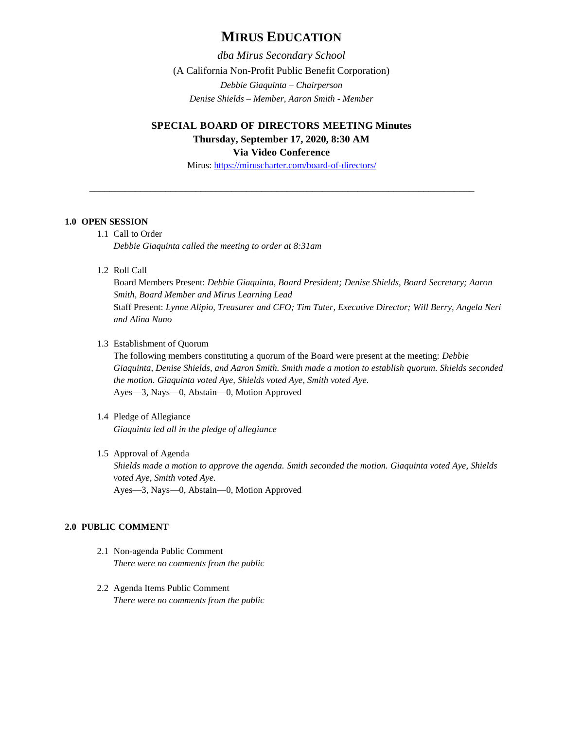# MIRUS EDUCATION

*dba Mirus Secondary School*

(A California Non-Profit Public Benefit Corporation)

*Debbie Giaquinta – Chairperson*

*Denise Shields – Member, Aaron Smith - Member*

## SPECIAL BOARD OF DIRECTORS MEETING Minutes

**Thursday, September 17, 2020, 8:30 AM**

**Via Video Conference**

Mirus: https://miruscharter.com/board-of-directors/

---

### 1.0 OPEN SESSION

1.1 Call to Order
*Debbie Giaquinta called the meeting to order at 8:31am*

1.2 Roll Call
Board Members Present: *Debbie Giaquinta, Board President; Denise Shields, Board Secretary; Aaron Smith, Board Member and Mirus Learning Lead*
Staff Present: *Lynne Alipio, Treasurer and CFO; Tim Tuter, Executive Director; Will Berry, Angela Neri and Alina Nuno*

1.3 Establishment of Quorum
The following members constituting a quorum of the Board were present at the meeting: *Debbie Giaquinta, Denise Shields, and Aaron Smith. Smith made a motion to establish quorum. Shields seconded the motion. Giaquinta voted Aye, Shields voted Aye, Smith voted Aye.*
Ayes—3, Nays—0, Abstain—0, Motion Approved

1.4 Pledge of Allegiance
*Giaquinta led all in the pledge of allegiance*

1.5 Approval of Agenda
*Shields made a motion to approve the agenda. Smith seconded the motion. Giaquinta voted Aye, Shields voted Aye, Smith voted Aye.*
Ayes—3, Nays—0, Abstain—0, Motion Approved

### 2.0 PUBLIC COMMENT

2.1 Non-agenda Public Comment
*There were no comments from the public*

2.2 Agenda Items Public Comment
*There were no comments from the public*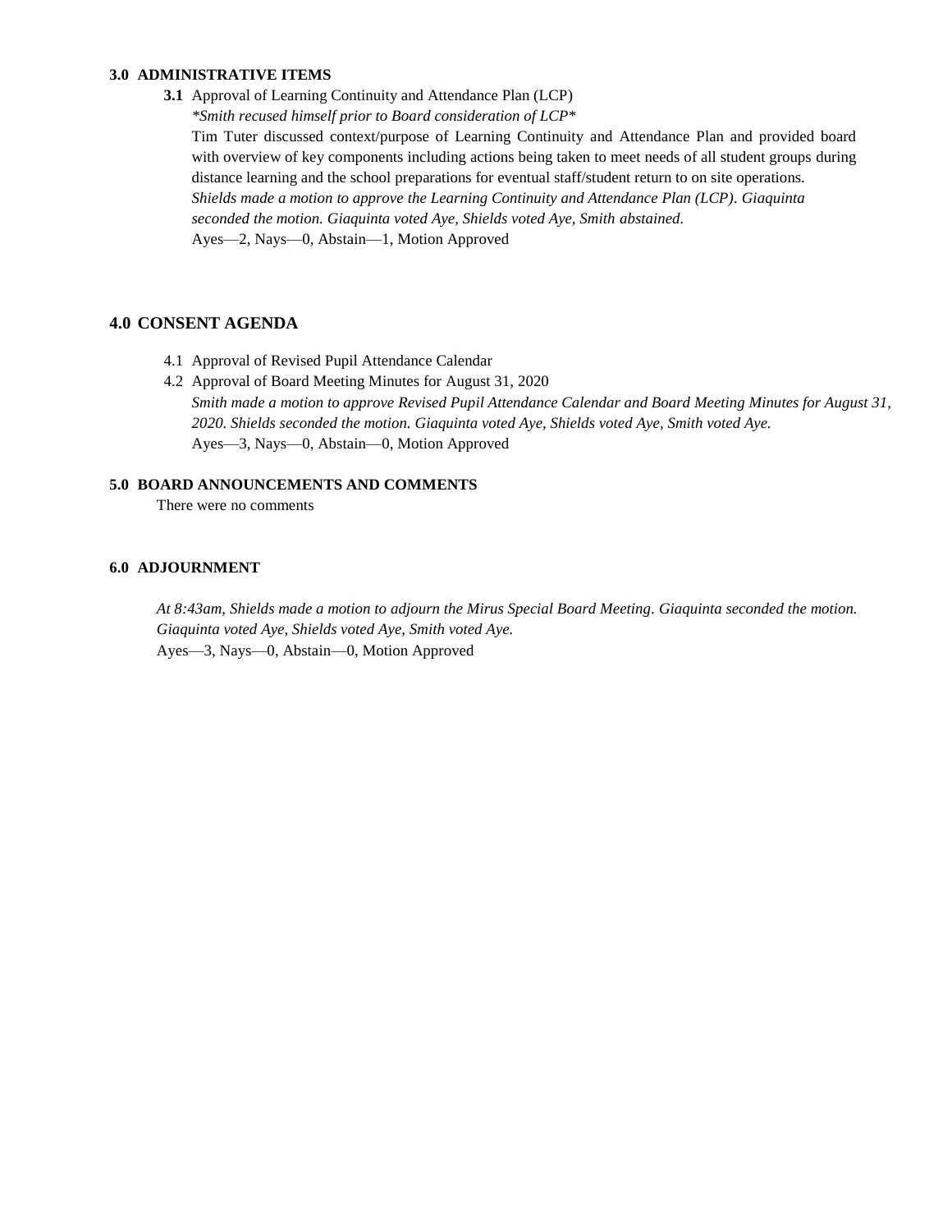**3.0 ADMINISTRATIVE ITEMS**

**3.1** Approval of Learning Continuity and Attendance Plan (LCP)

*\*Smith recused himself prior to Board consideration of LCP\**

Tim Tuter discussed context/purpose of Learning Continuity and Attendance Plan and provided board with overview of key components including actions being taken to meet needs of all student groups during distance learning and the school preparations for eventual staff/student return to on site operations.

*Shields made a motion to approve the Learning Continuity and Attendance Plan (LCP). Giaquinta seconded the motion. Giaquinta voted Aye, Shields voted Aye, Smith abstained.*

Ayes—2, Nays—0, Abstain—1, Motion Approved

## 4.0 CONSENT AGENDA

4.1 Approval of Revised Pupil Attendance Calendar

4.2 Approval of Board Meeting Minutes for August 31, 2020

*Smith made a motion to approve Revised Pupil Attendance Calendar and Board Meeting Minutes for August 31, 2020. Shields seconded the motion. Giaquinta voted Aye, Shields voted Aye, Smith voted Aye.*

Ayes—3, Nays—0, Abstain—0, Motion Approved

**5.0 BOARD ANNOUNCEMENTS AND COMMENTS**

There were no comments

**6.0 ADJOURNMENT**

*At 8:43am, Shields made a motion to adjourn the Mirus Special Board Meeting. Giaquinta seconded the motion. Giaquinta voted Aye, Shields voted Aye, Smith voted Aye.*

Ayes—3, Nays—0, Abstain—0, Motion Approved